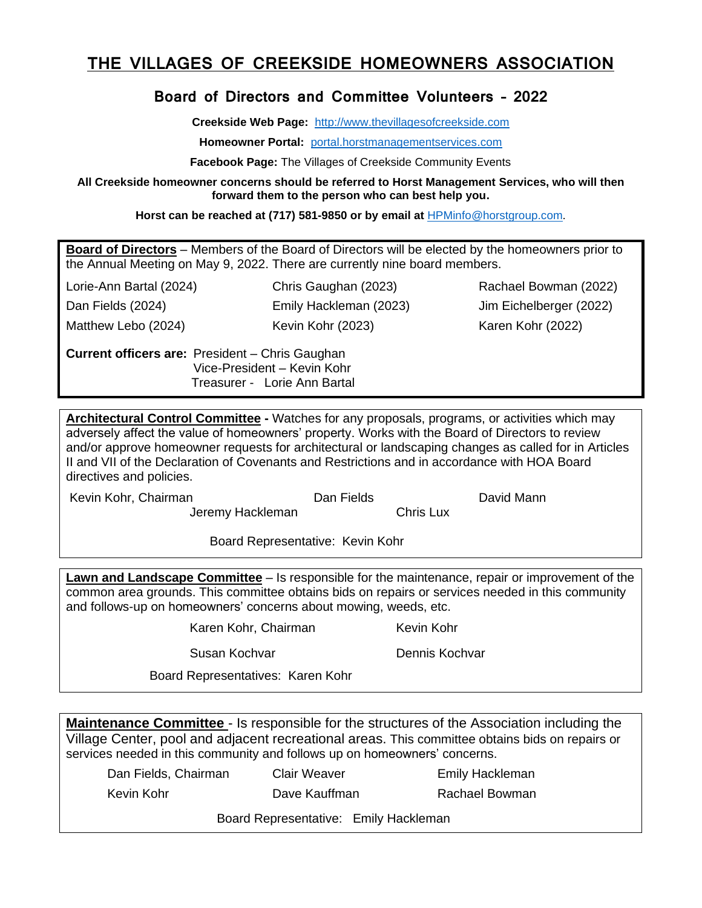# THE VILLAGES OF CREEKSIDE HOMEOWNERS ASSOCIATION

## Board of Directors and Committee Volunteers - 2022

**Creekside Web Page:** http://www.thevillagesofcreekside.com

**Homeowner Portal:** portal.horstmanagementservices.com

**Facebook Page:** The Villages of Creekside Community Events

**All Creekside homeowner concerns should be referred to Horst Management Services, who will then forward them to the person who can best help you.**

**Horst can be reached at (717) 581-9850 or by email at** HPMinfo@horstgroup.com.

---

**Board of Directors** – Members of the Board of Directors will be elected by the homeowners prior to the Annual Meeting on May 9, 2022. There are currently nine board members.

| | | |
|---|---|---|
| Lorie-Ann Bartal (2024) | Chris Gaughan (2023) | Rachael Bowman (2022) |
| Dan Fields (2024) | Emily Hackleman (2023) | Jim Eichelberger (2022) |
| Matthew Lebo (2024) | Kevin Kohr (2023) | Karen Kohr (2022) |

**Current officers are:** President – Chris Gaughan
Vice-President – Kevin Kohr
Treasurer - Lorie Ann Bartal

---

**Architectural Control Committee -** Watches for any proposals, programs, or activities which may adversely affect the value of homeowners' property. Works with the Board of Directors to review and/or approve homeowner requests for architectural or landscaping changes as called for in Articles II and VII of the Declaration of Covenants and Restrictions and in accordance with HOA Board directives and policies.

Kevin Kohr, Chairman
Dan Fields
David Mann
Jeremy Hackleman
Chris Lux

Board Representative: Kevin Kohr

---

**Lawn and Landscape Committee** – Is responsible for the maintenance, repair or improvement of the common area grounds. This committee obtains bids on repairs or services needed in this community and follows-up on homeowners' concerns about mowing, weeds, etc.

Karen Kohr, Chairman
Kevin Kohr
Susan Kochvar
Dennis Kochvar

Board Representatives: Karen Kohr

---

**Maintenance Committee** - Is responsible for the structures of the Association including the Village Center, pool and adjacent recreational areas. This committee obtains bids on repairs or services needed in this community and follows up on homeowners' concerns.

| | | |
|---|---|---|
| Dan Fields, Chairman | Clair Weaver | Emily Hackleman |
| Kevin Kohr | Dave Kauffman | Rachael Bowman |

Board Representative: Emily Hackleman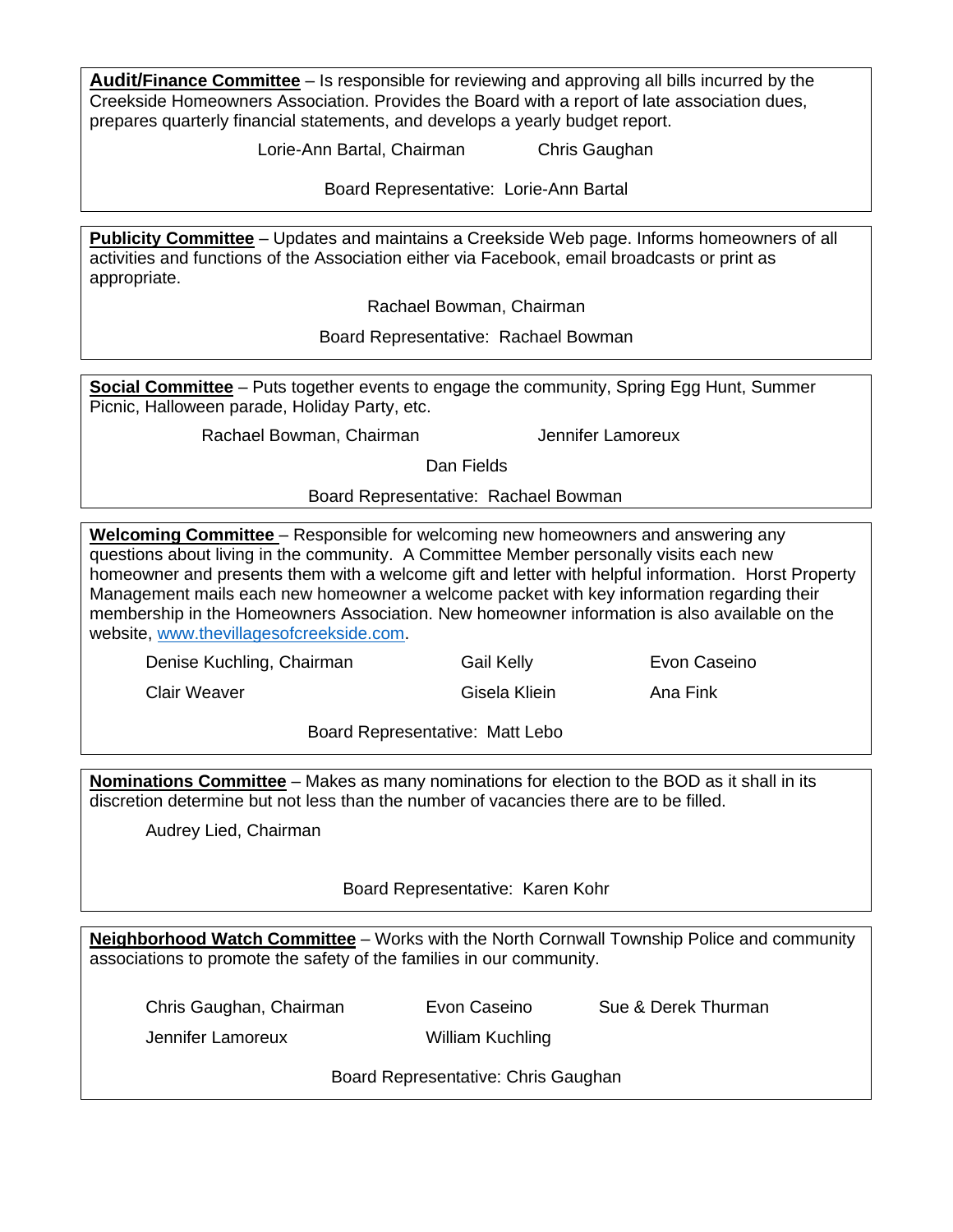**Audit/Finance Committee** – Is responsible for reviewing and approving all bills incurred by the Creekside Homeowners Association. Provides the Board with a report of late association dues, prepares quarterly financial statements, and develops a yearly budget report.

Lorie-Ann Bartal, Chairman    Chris Gaughan

Board Representative: Lorie-Ann Bartal

---

**Publicity Committee** – Updates and maintains a Creekside Web page. Informs homeowners of all activities and functions of the Association either via Facebook, email broadcasts or print as appropriate.

Rachael Bowman, Chairman

Board Representative: Rachael Bowman

---

**Social Committee** – Puts together events to engage the community, Spring Egg Hunt, Summer Picnic, Halloween parade, Holiday Party, etc.

Rachael Bowman, Chairman    Jennifer Lamoreux

Dan Fields

Board Representative: Rachael Bowman

---

**Welcoming Committee** – Responsible for welcoming new homeowners and answering any questions about living in the community. A Committee Member personally visits each new homeowner and presents them with a welcome gift and letter with helpful information. Horst Property Management mails each new homeowner a welcome packet with key information regarding their membership in the Homeowners Association. New homeowner information is also available on the website, [www.thevillagesofcreekside.com](http://www.thevillagesofcreekside.com).

Denise Kuchling, Chairman    Gail Kelly    Evon Caseino

Clair Weaver    Gisela Kliein    Ana Fink

Board Representative: Matt Lebo

---

**Nominations Committee** – Makes as many nominations for election to the BOD as it shall in its discretion determine but not less than the number of vacancies there are to be filled.

Audrey Lied, Chairman

Board Representative: Karen Kohr

---

**Neighborhood Watch Committee** – Works with the North Cornwall Township Police and community associations to promote the safety of the families in our community.

Chris Gaughan, Chairman    Evon Caseino    Sue & Derek Thurman

Jennifer Lamoreux    William Kuchling

Board Representative: Chris Gaughan